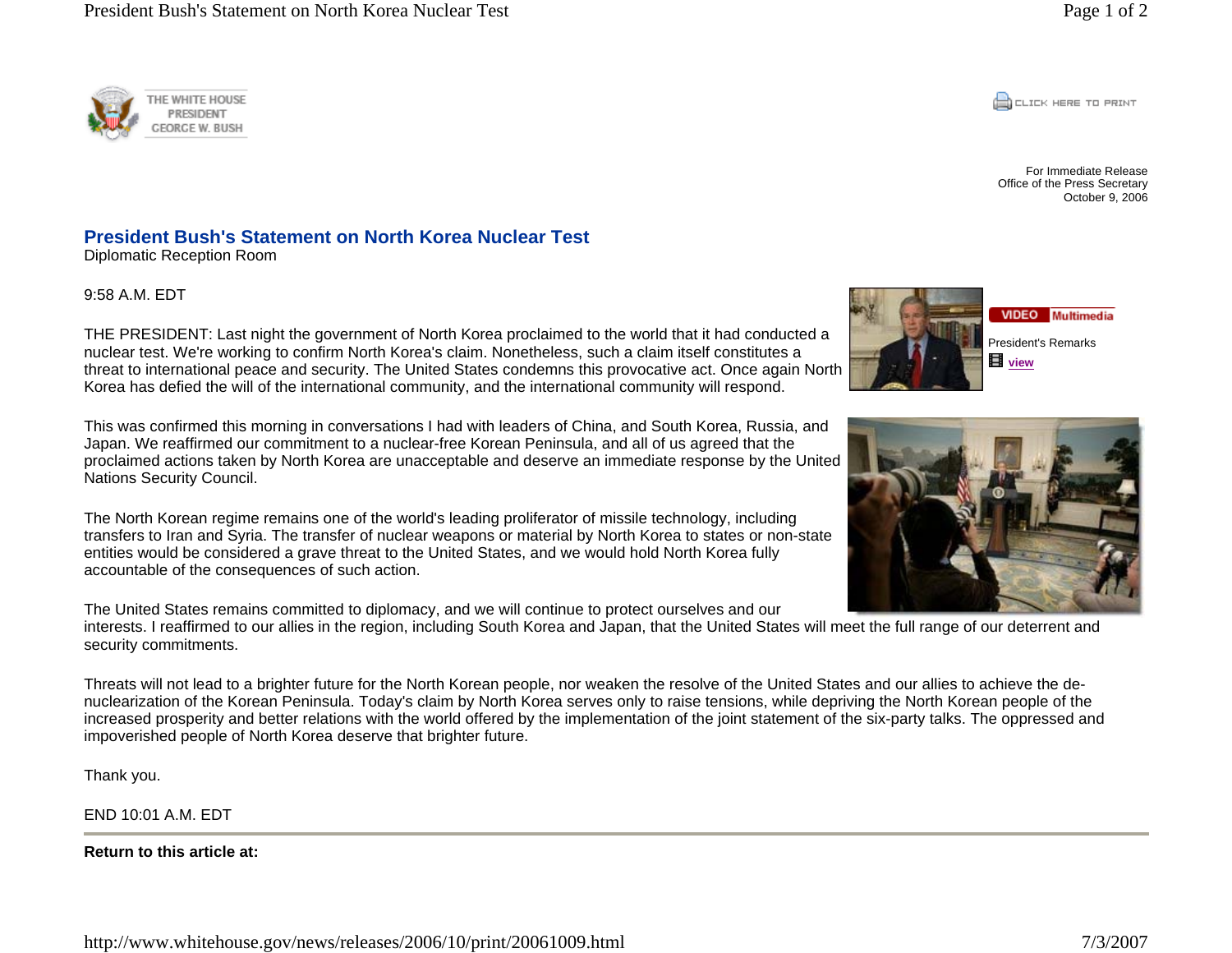THE WHITE HOUSE
PRESIDENT
GEORGE W. BUSH

CLICK HERE TO PRINT

For Immediate Release
Office of the Press Secretary
October 9, 2006

# President Bush's Statement on North Korea Nuclear Test

Diplomatic Reception Room

VIDEO Multimedia

President's Remarks

view

9:58 A.M. EDT

THE PRESIDENT: Last night the government of North Korea proclaimed to the world that it had conducted a nuclear test. We're working to confirm North Korea's claim. Nonetheless, such a claim itself constitutes a threat to international peace and security. The United States condemns this provocative act. Once again North Korea has defied the will of the international community, and the international community will respond.

This was confirmed this morning in conversations I had with leaders of China, and South Korea, Russia, and Japan. We reaffirmed our commitment to a nuclear-free Korean Peninsula, and all of us agreed that the proclaimed actions taken by North Korea are unacceptable and deserve an immediate response by the United Nations Security Council.

The North Korean regime remains one of the world's leading proliferator of missile technology, including transfers to Iran and Syria. The transfer of nuclear weapons or material by North Korea to states or non-state entities would be considered a grave threat to the United States, and we would hold North Korea fully accountable of the consequences of such action.

The United States remains committed to diplomacy, and we will continue to protect ourselves and our interests. I reaffirmed to our allies in the region, including South Korea and Japan, that the United States will meet the full range of our deterrent and security commitments.

Threats will not lead to a brighter future for the North Korean people, nor weaken the resolve of the United States and our allies to achieve the de-nuclearization of the Korean Peninsula. Today's claim by North Korea serves only to raise tensions, while depriving the North Korean people of the increased prosperity and better relations with the world offered by the implementation of the joint statement of the six-party talks. The oppressed and impoverished people of North Korea deserve that brighter future.

Thank you.

END 10:01 A.M. EDT

---

**Return to this article at:**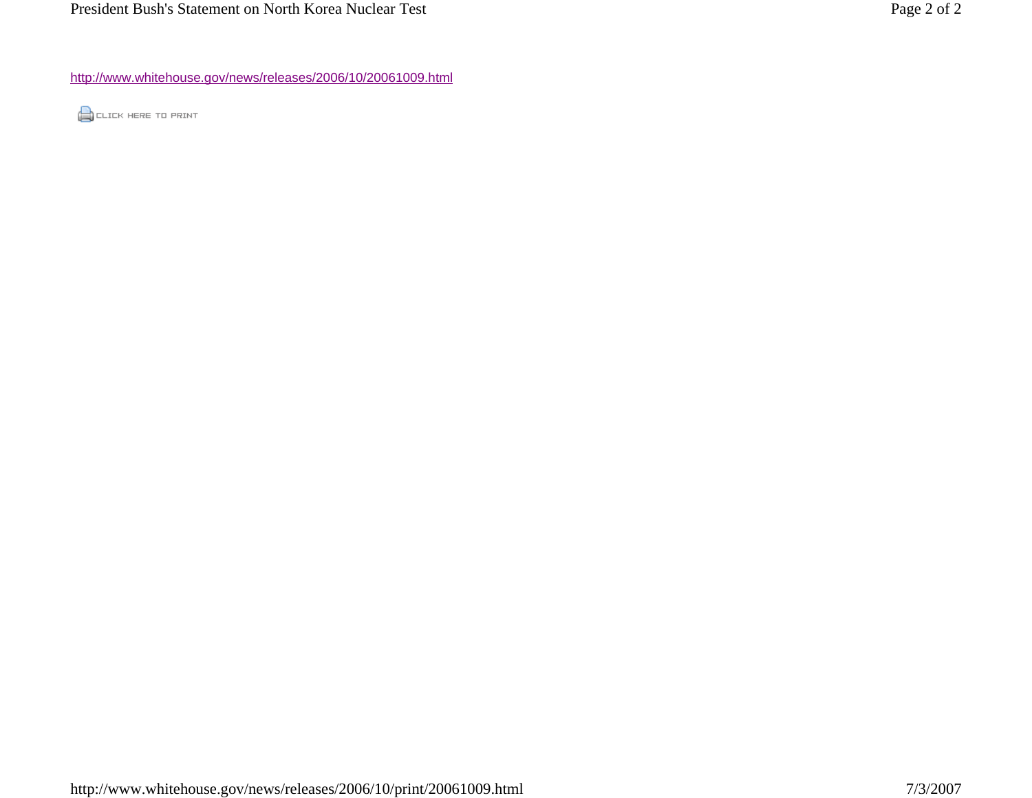http://www.whitehouse.gov/news/releases/2006/10/20061009.html

CLICK HERE TO PRINT